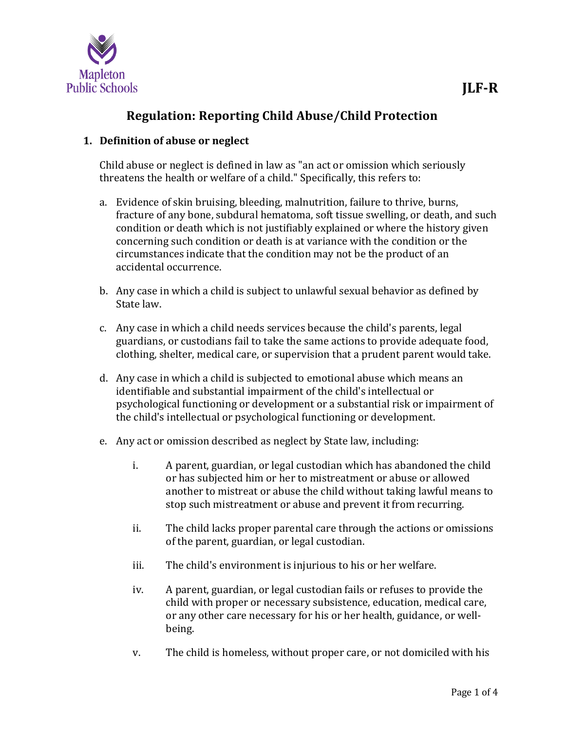Mapleton Public Schools

**JLF-R**

# Regulation: Reporting Child Abuse/Child Protection

## 1. Definition of abuse or neglect

Child abuse or neglect is defined in law as "an act or omission which seriously threatens the health or welfare of a child." Specifically, this refers to:

a. Evidence of skin bruising, bleeding, malnutrition, failure to thrive, burns, fracture of any bone, subdural hematoma, soft tissue swelling, or death, and such condition or death which is not justifiably explained or where the history given concerning such condition or death is at variance with the condition or the circumstances indicate that the condition may not be the product of an accidental occurrence.

b. Any case in which a child is subject to unlawful sexual behavior as defined by State law.

c. Any case in which a child needs services because the child's parents, legal guardians, or custodians fail to take the same actions to provide adequate food, clothing, shelter, medical care, or supervision that a prudent parent would take.

d. Any case in which a child is subjected to emotional abuse which means an identifiable and substantial impairment of the child's intellectual or psychological functioning or development or a substantial risk or impairment of the child's intellectual or psychological functioning or development.

e. Any act or omission described as neglect by State law, including:

   i. A parent, guardian, or legal custodian which has abandoned the child or has subjected him or her to mistreatment or abuse or allowed another to mistreat or abuse the child without taking lawful means to stop such mistreatment or abuse and prevent it from recurring.

   ii. The child lacks proper parental care through the actions or omissions of the parent, guardian, or legal custodian.

   iii. The child's environment is injurious to his or her welfare.

   iv. A parent, guardian, or legal custodian fails or refuses to provide the child with proper or necessary subsistence, education, medical care, or any other care necessary for his or her health, guidance, or well-being.

   v. The child is homeless, without proper care, or not domiciled with his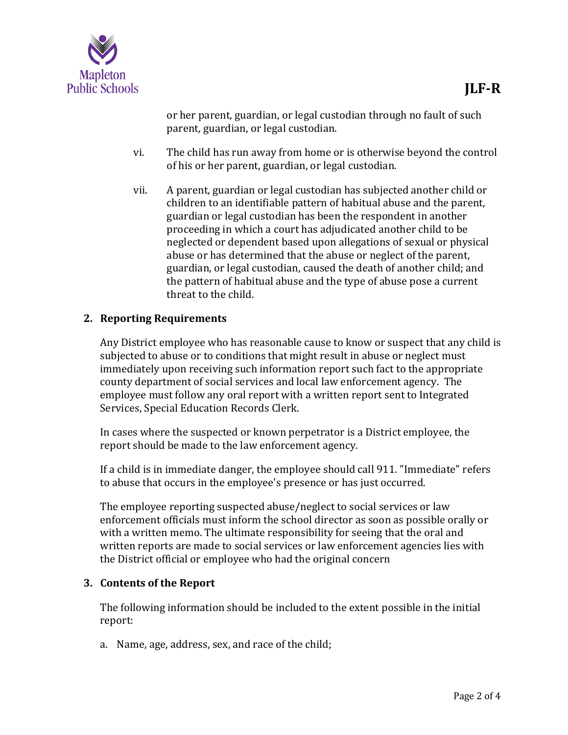or her parent, guardian, or legal custodian through no fault of such parent, guardian, or legal custodian.

vi. The child has run away from home or is otherwise beyond the control of his or her parent, guardian, or legal custodian.

vii. A parent, guardian or legal custodian has subjected another child or children to an identifiable pattern of habitual abuse and the parent, guardian or legal custodian has been the respondent in another proceeding in which a court has adjudicated another child to be neglected or dependent based upon allegations of sexual or physical abuse or has determined that the abuse or neglect of the parent, guardian, or legal custodian, caused the death of another child; and the pattern of habitual abuse and the type of abuse pose a current threat to the child.

## 2. Reporting Requirements

Any District employee who has reasonable cause to know or suspect that any child is subjected to abuse or to conditions that might result in abuse or neglect must immediately upon receiving such information report such fact to the appropriate county department of social services and local law enforcement agency. The employee must follow any oral report with a written report sent to Integrated Services, Special Education Records Clerk.

In cases where the suspected or known perpetrator is a District employee, the report should be made to the law enforcement agency.

If a child is in immediate danger, the employee should call 911. "Immediate" refers to abuse that occurs in the employee's presence or has just occurred.

The employee reporting suspected abuse/neglect to social services or law enforcement officials must inform the school director as soon as possible orally or with a written memo. The ultimate responsibility for seeing that the oral and written reports are made to social services or law enforcement agencies lies with the District official or employee who had the original concern

## 3. Contents of the Report

The following information should be included to the extent possible in the initial report:

a. Name, age, address, sex, and race of the child;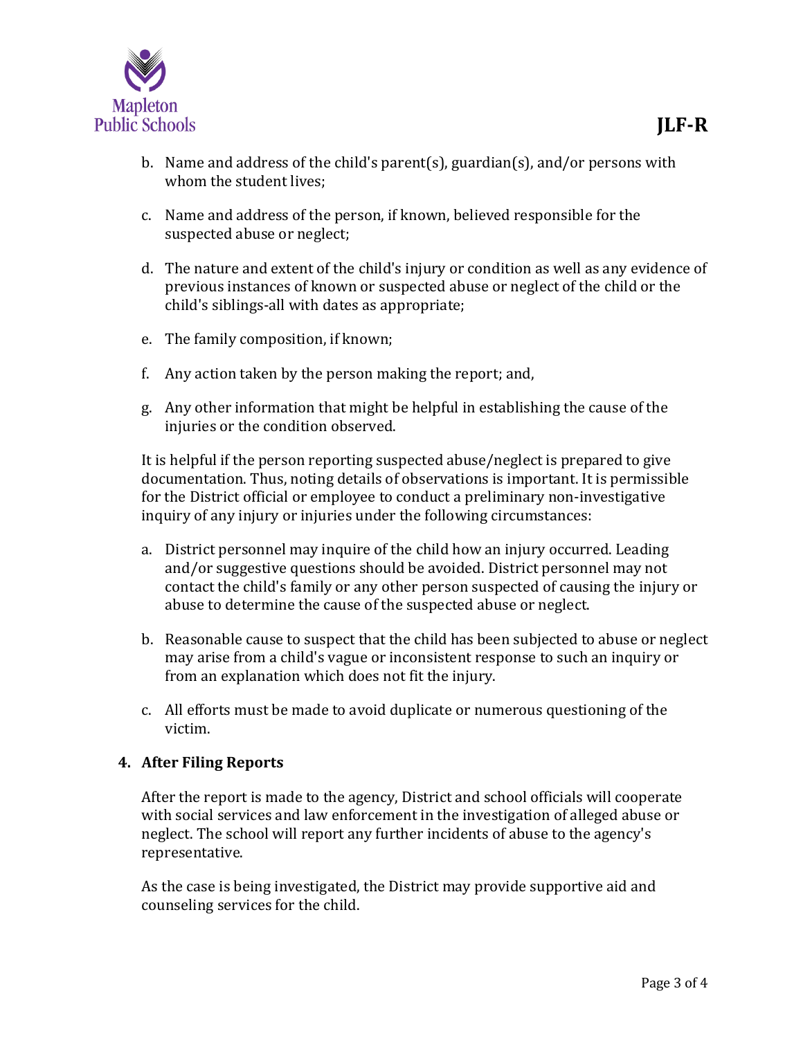b. Name and address of the child's parent(s), guardian(s), and/or persons with whom the student lives;

c. Name and address of the person, if known, believed responsible for the suspected abuse or neglect;

d. The nature and extent of the child's injury or condition as well as any evidence of previous instances of known or suspected abuse or neglect of the child or the child's siblings-all with dates as appropriate;

e. The family composition, if known;

f. Any action taken by the person making the report; and,

g. Any other information that might be helpful in establishing the cause of the injuries or the condition observed.

It is helpful if the person reporting suspected abuse/neglect is prepared to give documentation. Thus, noting details of observations is important. It is permissible for the District official or employee to conduct a preliminary non-investigative inquiry of any injury or injuries under the following circumstances:

a. District personnel may inquire of the child how an injury occurred. Leading and/or suggestive questions should be avoided. District personnel may not contact the child's family or any other person suspected of causing the injury or abuse to determine the cause of the suspected abuse or neglect.

b. Reasonable cause to suspect that the child has been subjected to abuse or neglect may arise from a child's vague or inconsistent response to such an inquiry or from an explanation which does not fit the injury.

c. All efforts must be made to avoid duplicate or numerous questioning of the victim.

### 4. After Filing Reports

After the report is made to the agency, District and school officials will cooperate with social services and law enforcement in the investigation of alleged abuse or neglect. The school will report any further incidents of abuse to the agency's representative.

As the case is being investigated, the District may provide supportive aid and counseling services for the child.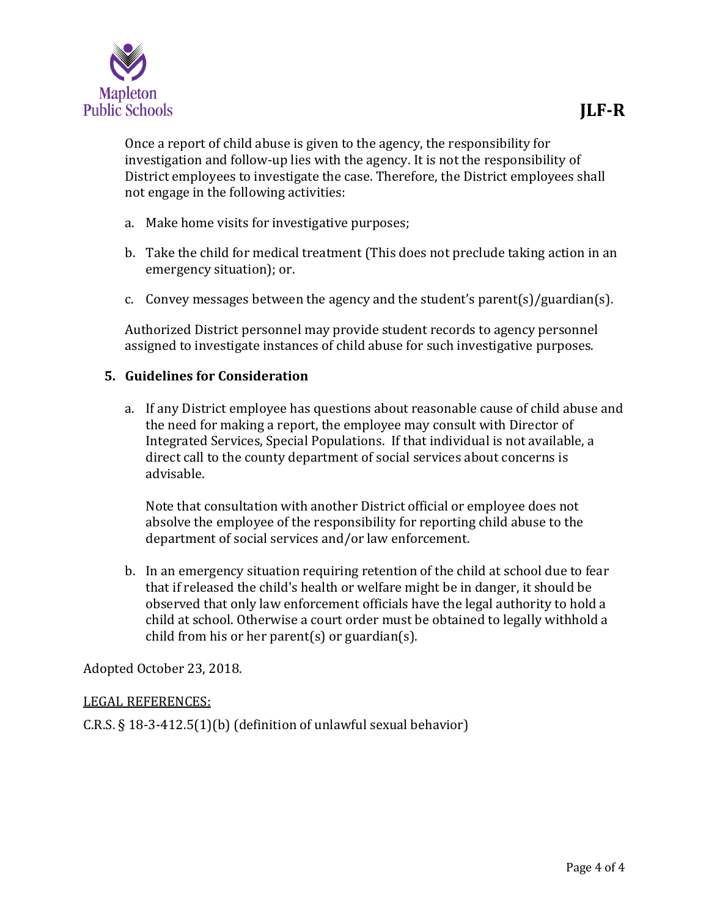Once a report of child abuse is given to the agency, the responsibility for investigation and follow-up lies with the agency. It is not the responsibility of District employees to investigate the case. Therefore, the District employees shall not engage in the following activities:

a. Make home visits for investigative purposes;

b. Take the child for medical treatment (This does not preclude taking action in an emergency situation); or.

c. Convey messages between the agency and the student's parent(s)/guardian(s).

Authorized District personnel may provide student records to agency personnel assigned to investigate instances of child abuse for such investigative purposes.

**5. Guidelines for Consideration**

a. If any District employee has questions about reasonable cause of child abuse and the need for making a report, the employee may consult with Director of Integrated Services, Special Populations. If that individual is not available, a direct call to the county department of social services about concerns is advisable.

   Note that consultation with another District official or employee does not absolve the employee of the responsibility for reporting child abuse to the department of social services and/or law enforcement.

b. In an emergency situation requiring retention of the child at school due to fear that if released the child's health or welfare might be in danger, it should be observed that only law enforcement officials have the legal authority to hold a child at school. Otherwise a court order must be obtained to legally withhold a child from his or her parent(s) or guardian(s).

Adopted October 23, 2018.

LEGAL REFERENCES:

C.R.S. § 18-3-412.5(1)(b) (definition of unlawful sexual behavior)